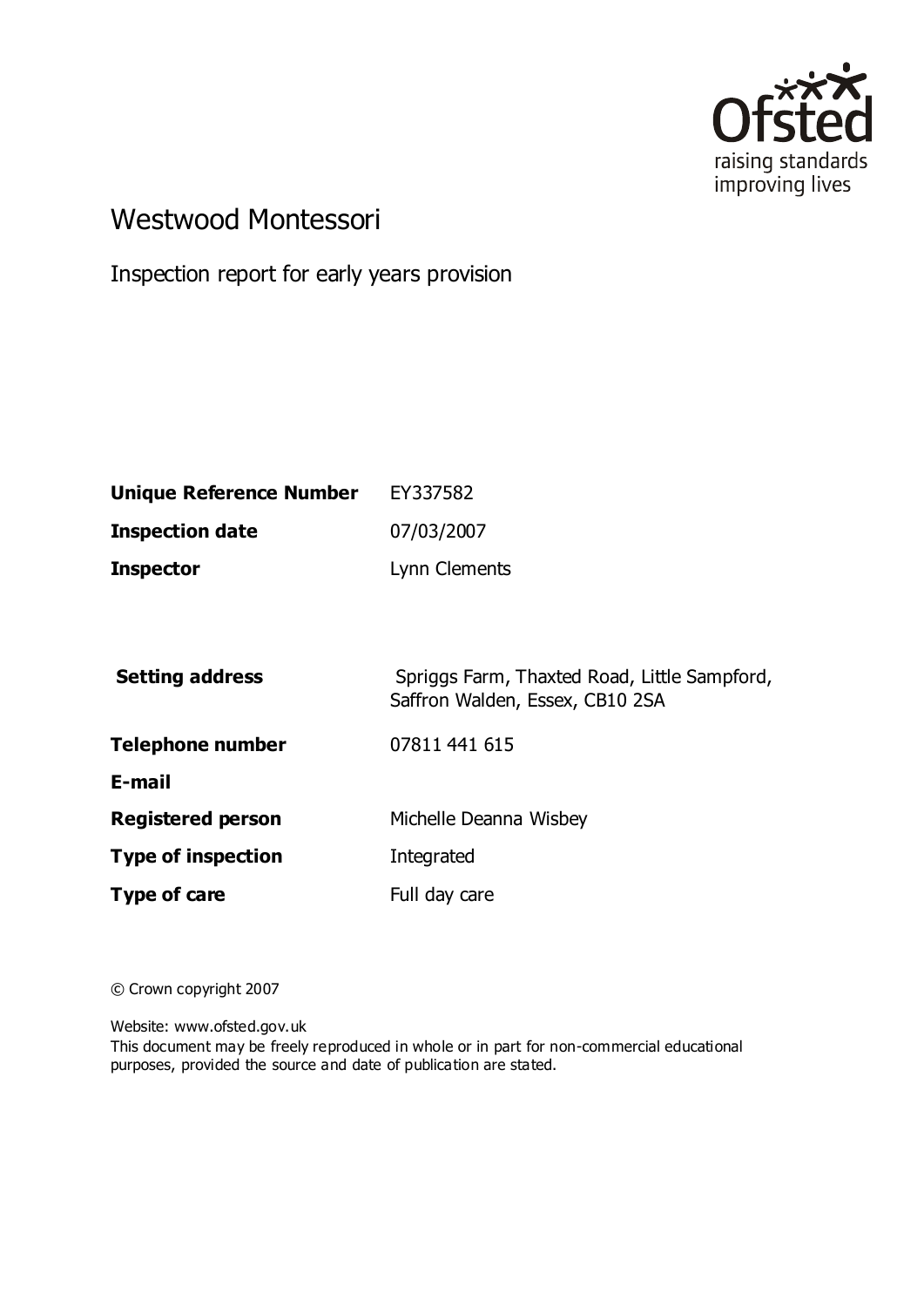Ofsted
raising standards
improving lives

# Westwood Montessori

Inspection report for early years provision

| | |
|---|---|
| **Unique Reference Number** | EY337582 |
| **Inspection date** | 07/03/2007 |
| **Inspector** | Lynn Clements |

| | |
|---|---|
| **Setting address** | Spriggs Farm, Thaxted Road, Little Sampford, Saffron Walden, Essex, CB10 2SA |
| **Telephone number** | 07811 441 615 |
| **E-mail** | |
| **Registered person** | Michelle Deanna Wisbey |
| **Type of inspection** | Integrated |
| **Type of care** | Full day care |

© Crown copyright 2007

Website: www.ofsted.gov.uk
This document may be freely reproduced in whole or in part for non-commercial educational purposes, provided the source and date of publication are stated.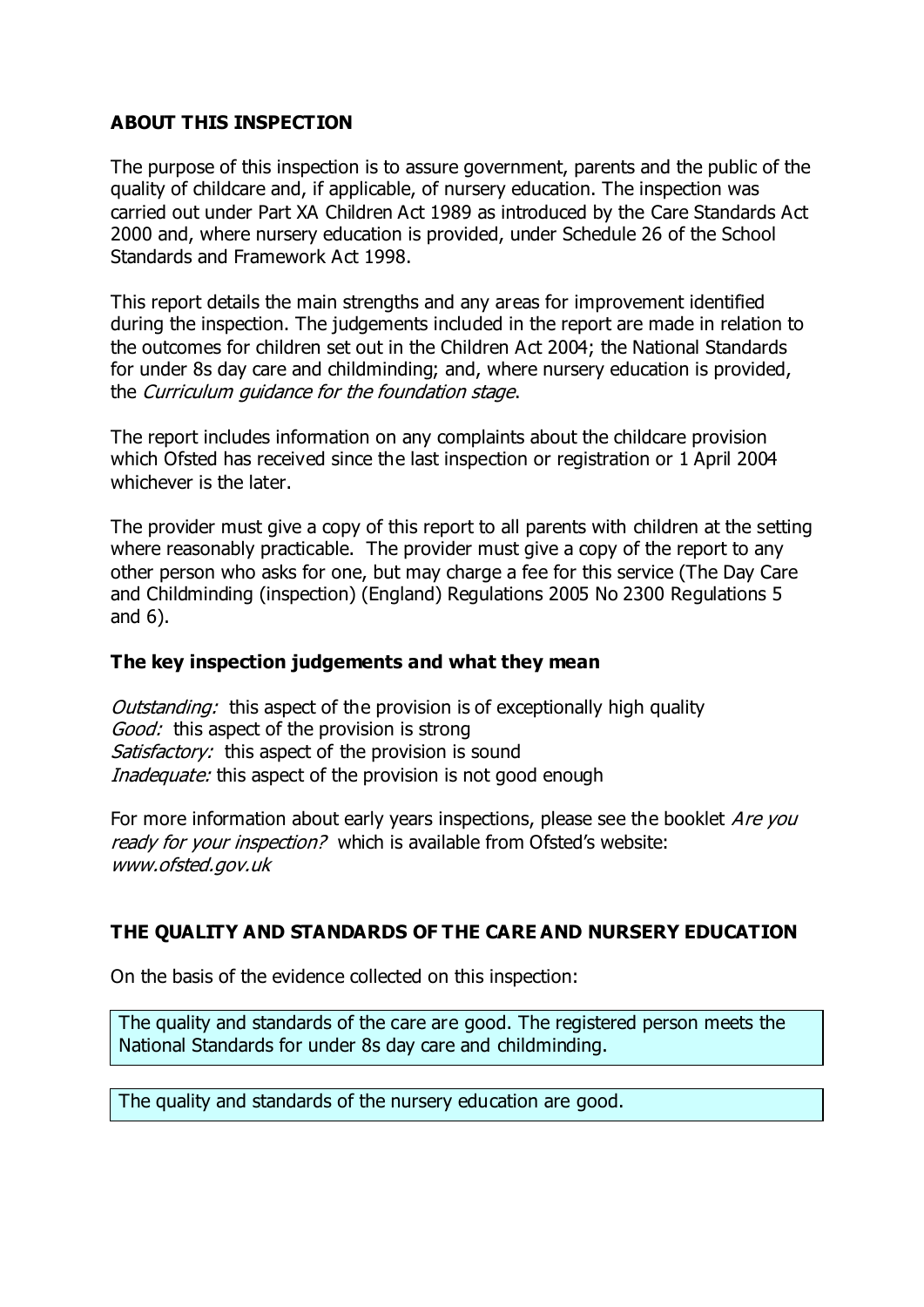## ABOUT THIS INSPECTION

The purpose of this inspection is to assure government, parents and the public of the quality of childcare and, if applicable, of nursery education. The inspection was carried out under Part XA Children Act 1989 as introduced by the Care Standards Act 2000 and, where nursery education is provided, under Schedule 26 of the School Standards and Framework Act 1998.

This report details the main strengths and any areas for improvement identified during the inspection. The judgements included in the report are made in relation to the outcomes for children set out in the Children Act 2004; the National Standards for under 8s day care and childminding; and, where nursery education is provided, the *Curriculum guidance for the foundation stage*.

The report includes information on any complaints about the childcare provision which Ofsted has received since the last inspection or registration or 1 April 2004 whichever is the later.

The provider must give a copy of this report to all parents with children at the setting where reasonably practicable. The provider must give a copy of the report to any other person who asks for one, but may charge a fee for this service (The Day Care and Childminding (inspection) (England) Regulations 2005 No 2300 Regulations 5 and 6).

### The key inspection judgements and what they mean

*Outstanding:* this aspect of the provision is of exceptionally high quality
*Good:* this aspect of the provision is strong
*Satisfactory:* this aspect of the provision is sound
*Inadequate:* this aspect of the provision is not good enough

For more information about early years inspections, please see the booklet *Are you ready for your inspection?* which is available from Ofsted's website: *www.ofsted.gov.uk*

## THE QUALITY AND STANDARDS OF THE CARE AND NURSERY EDUCATION

On the basis of the evidence collected on this inspection:

The quality and standards of the care are good. The registered person meets the National Standards for under 8s day care and childminding.

The quality and standards of the nursery education are good.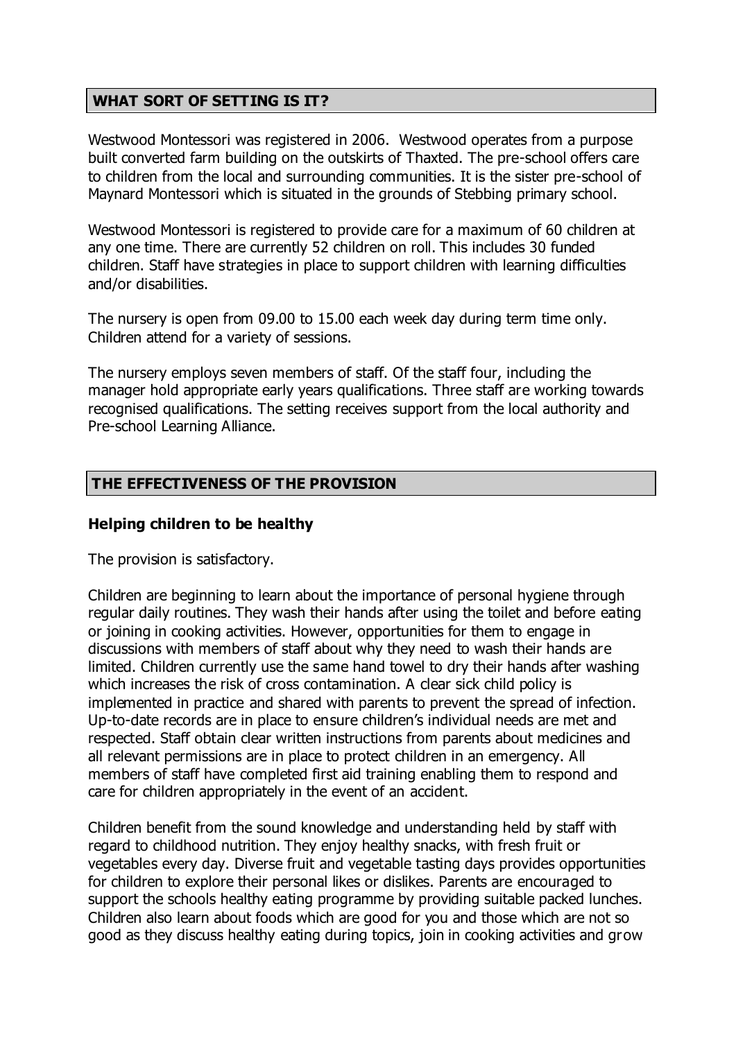## WHAT SORT OF SETTING IS IT?

Westwood Montessori was registered in 2006. Westwood operates from a purpose built converted farm building on the outskirts of Thaxted. The pre-school offers care to children from the local and surrounding communities. It is the sister pre-school of Maynard Montessori which is situated in the grounds of Stebbing primary school.

Westwood Montessori is registered to provide care for a maximum of 60 children at any one time. There are currently 52 children on roll. This includes 30 funded children. Staff have strategies in place to support children with learning difficulties and/or disabilities.

The nursery is open from 09.00 to 15.00 each week day during term time only. Children attend for a variety of sessions.

The nursery employs seven members of staff. Of the staff four, including the manager hold appropriate early years qualifications. Three staff are working towards recognised qualifications. The setting receives support from the local authority and Pre-school Learning Alliance.

## THE EFFECTIVENESS OF THE PROVISION

### Helping children to be healthy

The provision is satisfactory.

Children are beginning to learn about the importance of personal hygiene through regular daily routines. They wash their hands after using the toilet and before eating or joining in cooking activities. However, opportunities for them to engage in discussions with members of staff about why they need to wash their hands are limited. Children currently use the same hand towel to dry their hands after washing which increases the risk of cross contamination. A clear sick child policy is implemented in practice and shared with parents to prevent the spread of infection. Up-to-date records are in place to ensure children's individual needs are met and respected. Staff obtain clear written instructions from parents about medicines and all relevant permissions are in place to protect children in an emergency. All members of staff have completed first aid training enabling them to respond and care for children appropriately in the event of an accident.

Children benefit from the sound knowledge and understanding held by staff with regard to childhood nutrition. They enjoy healthy snacks, with fresh fruit or vegetables every day. Diverse fruit and vegetable tasting days provides opportunities for children to explore their personal likes or dislikes. Parents are encouraged to support the schools healthy eating programme by providing suitable packed lunches. Children also learn about foods which are good for you and those which are not so good as they discuss healthy eating during topics, join in cooking activities and grow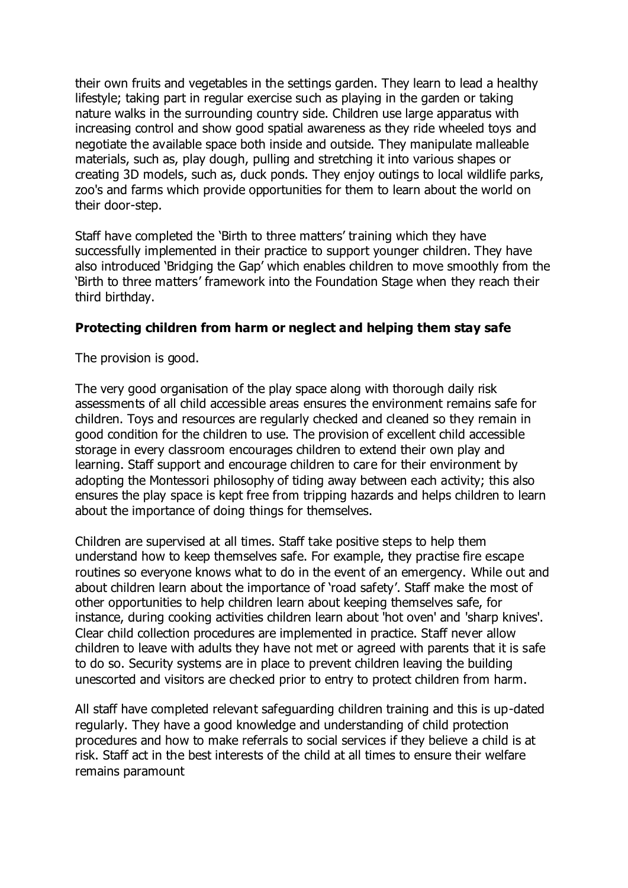their own fruits and vegetables in the settings garden. They learn to lead a healthy lifestyle; taking part in regular exercise such as playing in the garden or taking nature walks in the surrounding country side. Children use large apparatus with increasing control and show good spatial awareness as they ride wheeled toys and negotiate the available space both inside and outside. They manipulate malleable materials, such as, play dough, pulling and stretching it into various shapes or creating 3D models, such as, duck ponds. They enjoy outings to local wildlife parks, zoo's and farms which provide opportunities for them to learn about the world on their door-step.

Staff have completed the 'Birth to three matters' training which they have successfully implemented in their practice to support younger children. They have also introduced 'Bridging the Gap' which enables children to move smoothly from the 'Birth to three matters' framework into the Foundation Stage when they reach their third birthday.

**Protecting children from harm or neglect and helping them stay safe**

The provision is good.

The very good organisation of the play space along with thorough daily risk assessments of all child accessible areas ensures the environment remains safe for children. Toys and resources are regularly checked and cleaned so they remain in good condition for the children to use. The provision of excellent child accessible storage in every classroom encourages children to extend their own play and learning. Staff support and encourage children to care for their environment by adopting the Montessori philosophy of tiding away between each activity; this also ensures the play space is kept free from tripping hazards and helps children to learn about the importance of doing things for themselves.

Children are supervised at all times. Staff take positive steps to help them understand how to keep themselves safe. For example, they practise fire escape routines so everyone knows what to do in the event of an emergency. While out and about children learn about the importance of 'road safety'. Staff make the most of other opportunities to help children learn about keeping themselves safe, for instance, during cooking activities children learn about 'hot oven' and 'sharp knives'. Clear child collection procedures are implemented in practice. Staff never allow children to leave with adults they have not met or agreed with parents that it is safe to do so. Security systems are in place to prevent children leaving the building unescorted and visitors are checked prior to entry to protect children from harm.

All staff have completed relevant safeguarding children training and this is up-dated regularly. They have a good knowledge and understanding of child protection procedures and how to make referrals to social services if they believe a child is at risk. Staff act in the best interests of the child at all times to ensure their welfare remains paramount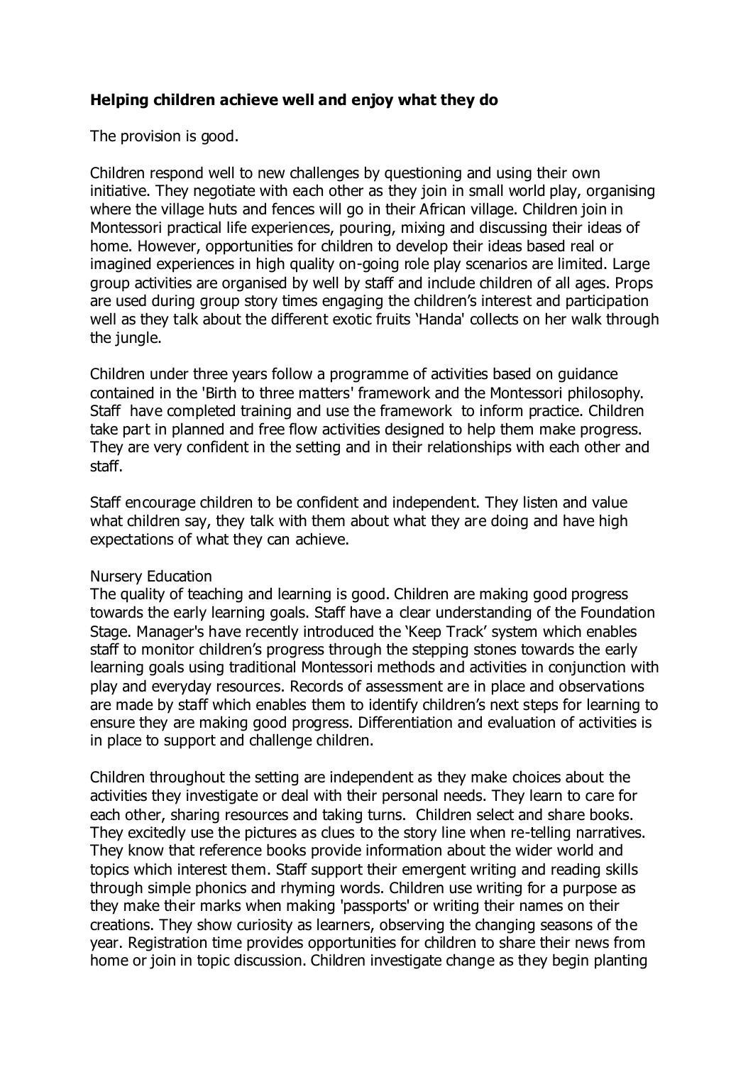**Helping children achieve well and enjoy what they do**

The provision is good.

Children respond well to new challenges by questioning and using their own initiative. They negotiate with each other as they join in small world play, organising where the village huts and fences will go in their African village. Children join in Montessori practical life experiences, pouring, mixing and discussing their ideas of home. However, opportunities for children to develop their ideas based real or imagined experiences in high quality on-going role play scenarios are limited. Large group activities are organised by well by staff and include children of all ages. Props are used during group story times engaging the children's interest and participation well as they talk about the different exotic fruits 'Handa' collects on her walk through the jungle.

Children under three years follow a programme of activities based on guidance contained in the 'Birth to three matters' framework and the Montessori philosophy. Staff have completed training and use the framework to inform practice. Children take part in planned and free flow activities designed to help them make progress. They are very confident in the setting and in their relationships with each other and staff.

Staff encourage children to be confident and independent. They listen and value what children say, they talk with them about what they are doing and have high expectations of what they can achieve.

Nursery Education

The quality of teaching and learning is good. Children are making good progress towards the early learning goals. Staff have a clear understanding of the Foundation Stage. Manager's have recently introduced the 'Keep Track' system which enables staff to monitor children's progress through the stepping stones towards the early learning goals using traditional Montessori methods and activities in conjunction with play and everyday resources. Records of assessment are in place and observations are made by staff which enables them to identify children's next steps for learning to ensure they are making good progress. Differentiation and evaluation of activities is in place to support and challenge children.

Children throughout the setting are independent as they make choices about the activities they investigate or deal with their personal needs. They learn to care for each other, sharing resources and taking turns. Children select and share books. They excitedly use the pictures as clues to the story line when re-telling narratives. They know that reference books provide information about the wider world and topics which interest them. Staff support their emergent writing and reading skills through simple phonics and rhyming words. Children use writing for a purpose as they make their marks when making 'passports' or writing their names on their creations. They show curiosity as learners, observing the changing seasons of the year. Registration time provides opportunities for children to share their news from home or join in topic discussion. Children investigate change as they begin planting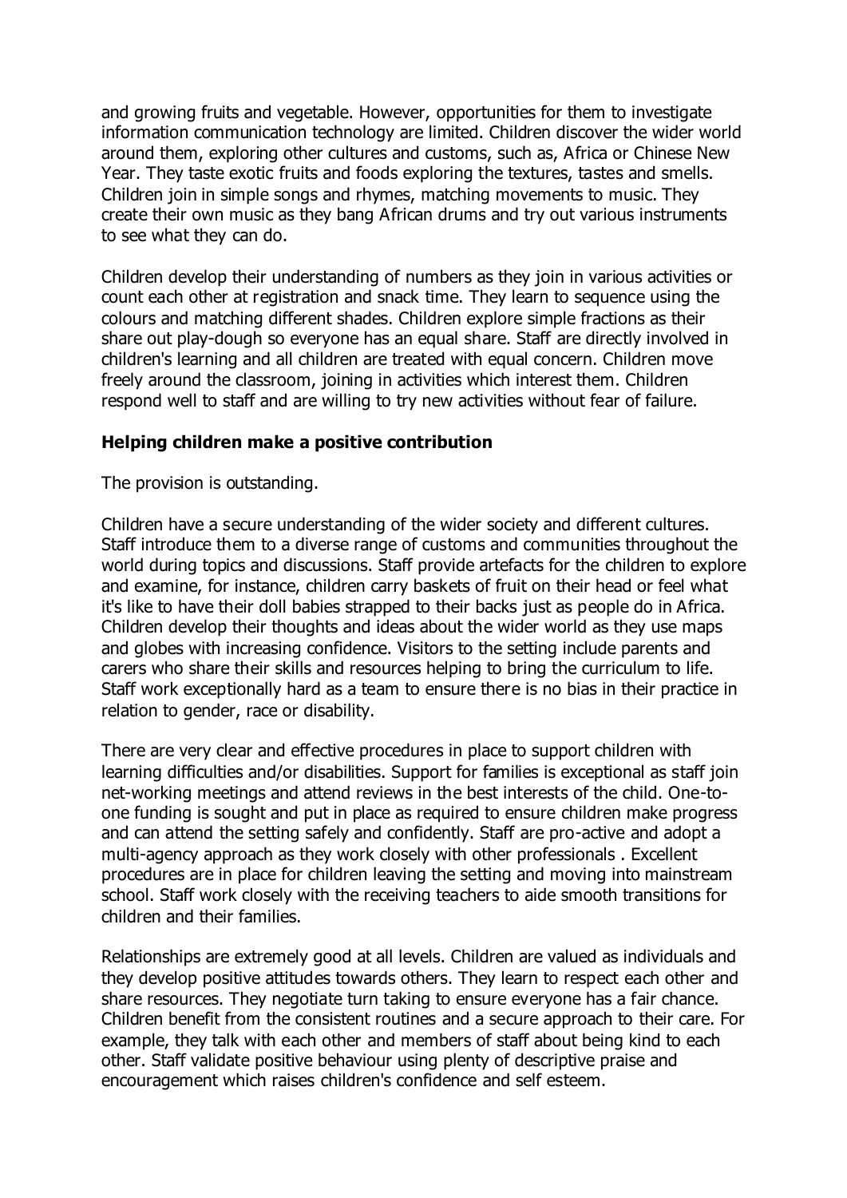and growing fruits and vegetable. However, opportunities for them to investigate information communication technology are limited. Children discover the wider world around them, exploring other cultures and customs, such as, Africa or Chinese New Year. They taste exotic fruits and foods exploring the textures, tastes and smells. Children join in simple songs and rhymes, matching movements to music. They create their own music as they bang African drums and try out various instruments to see what they can do.

Children develop their understanding of numbers as they join in various activities or count each other at registration and snack time. They learn to sequence using the colours and matching different shades. Children explore simple fractions as their share out play-dough so everyone has an equal share. Staff are directly involved in children's learning and all children are treated with equal concern. Children move freely around the classroom, joining in activities which interest them. Children respond well to staff and are willing to try new activities without fear of failure.

### Helping children make a positive contribution

The provision is outstanding.

Children have a secure understanding of the wider society and different cultures. Staff introduce them to a diverse range of customs and communities throughout the world during topics and discussions. Staff provide artefacts for the children to explore and examine, for instance, children carry baskets of fruit on their head or feel what it's like to have their doll babies strapped to their backs just as people do in Africa. Children develop their thoughts and ideas about the wider world as they use maps and globes with increasing confidence. Visitors to the setting include parents and carers who share their skills and resources helping to bring the curriculum to life. Staff work exceptionally hard as a team to ensure there is no bias in their practice in relation to gender, race or disability.

There are very clear and effective procedures in place to support children with learning difficulties and/or disabilities. Support for families is exceptional as staff join net-working meetings and attend reviews in the best interests of the child. One-to-one funding is sought and put in place as required to ensure children make progress and can attend the setting safely and confidently. Staff are pro-active and adopt a multi-agency approach as they work closely with other professionals . Excellent procedures are in place for children leaving the setting and moving into mainstream school. Staff work closely with the receiving teachers to aide smooth transitions for children and their families.

Relationships are extremely good at all levels. Children are valued as individuals and they develop positive attitudes towards others. They learn to respect each other and share resources. They negotiate turn taking to ensure everyone has a fair chance. Children benefit from the consistent routines and a secure approach to their care. For example, they talk with each other and members of staff about being kind to each other. Staff validate positive behaviour using plenty of descriptive praise and encouragement which raises children's confidence and self esteem.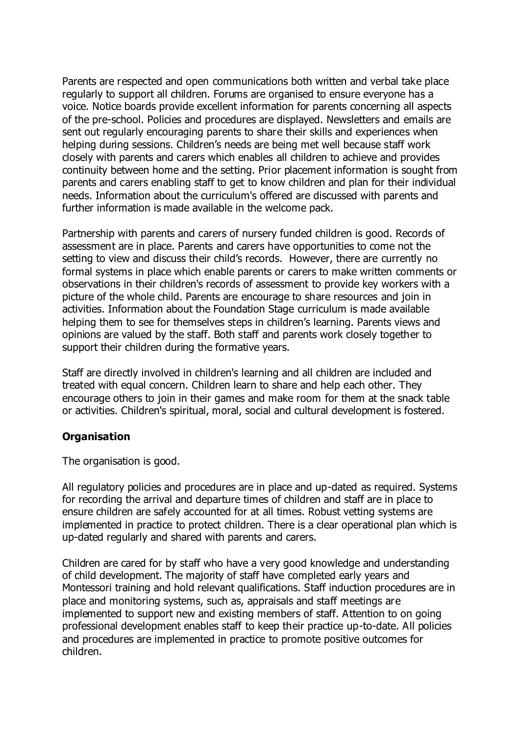Parents are respected and open communications both written and verbal take place regularly to support all children. Forums are organised to ensure everyone has a voice. Notice boards provide excellent information for parents concerning all aspects of the pre-school. Policies and procedures are displayed. Newsletters and emails are sent out regularly encouraging parents to share their skills and experiences when helping during sessions. Children's needs are being met well because staff work closely with parents and carers which enables all children to achieve and provides continuity between home and the setting. Prior placement information is sought from parents and carers enabling staff to get to know children and plan for their individual needs. Information about the curriculum's offered are discussed with parents and further information is made available in the welcome pack.

Partnership with parents and carers of nursery funded children is good. Records of assessment are in place. Parents and carers have opportunities to come not the setting to view and discuss their child's records. However, there are currently no formal systems in place which enable parents or carers to make written comments or observations in their children's records of assessment to provide key workers with a picture of the whole child. Parents are encourage to share resources and join in activities. Information about the Foundation Stage curriculum is made available helping them to see for themselves steps in children's learning. Parents views and opinions are valued by the staff. Both staff and parents work closely together to support their children during the formative years.

Staff are directly involved in children's learning and all children are included and treated with equal concern. Children learn to share and help each other. They encourage others to join in their games and make room for them at the snack table or activities. Children's spiritual, moral, social and cultural development is fostered.

**Organisation**

The organisation is good.

All regulatory policies and procedures are in place and up-dated as required. Systems for recording the arrival and departure times of children and staff are in place to ensure children are safely accounted for at all times. Robust vetting systems are implemented in practice to protect children. There is a clear operational plan which is up-dated regularly and shared with parents and carers.

Children are cared for by staff who have a very good knowledge and understanding of child development. The majority of staff have completed early years and Montessori training and hold relevant qualifications. Staff induction procedures are in place and monitoring systems, such as, appraisals and staff meetings are implemented to support new and existing members of staff. Attention to on going professional development enables staff to keep their practice up-to-date. All policies and procedures are implemented in practice to promote positive outcomes for children.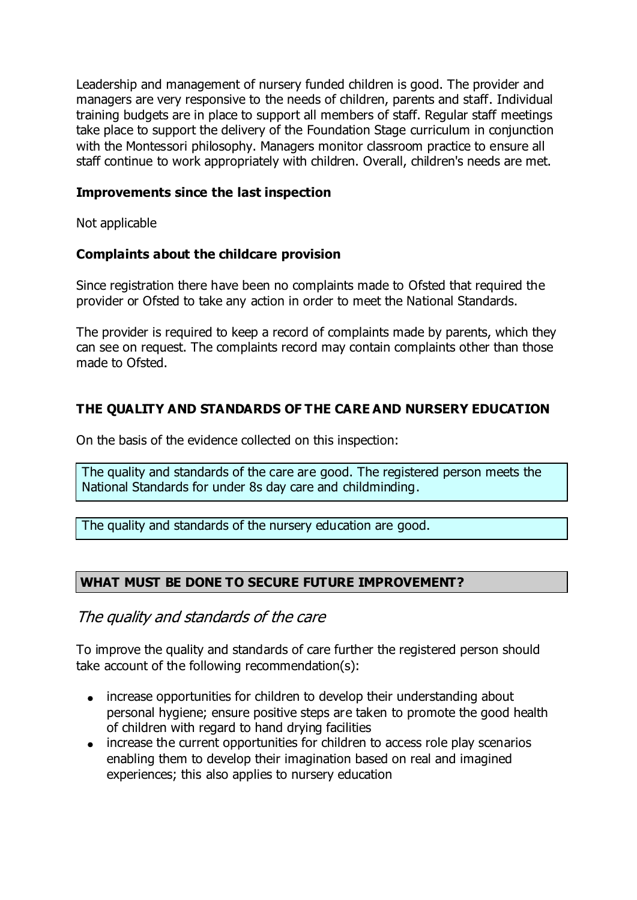Leadership and management of nursery funded children is good. The provider and managers are very responsive to the needs of children, parents and staff. Individual training budgets are in place to support all members of staff. Regular staff meetings take place to support the delivery of the Foundation Stage curriculum in conjunction with the Montessori philosophy. Managers monitor classroom practice to ensure all staff continue to work appropriately with children. Overall, children's needs are met.

**Improvements since the last inspection**

Not applicable

**Complaints about the childcare provision**

Since registration there have been no complaints made to Ofsted that required the provider or Ofsted to take any action in order to meet the National Standards.

The provider is required to keep a record of complaints made by parents, which they can see on request. The complaints record may contain complaints other than those made to Ofsted.

## THE QUALITY AND STANDARDS OF THE CARE AND NURSERY EDUCATION

On the basis of the evidence collected on this inspection:

The quality and standards of the care are good. The registered person meets the National Standards for under 8s day care and childminding.

The quality and standards of the nursery education are good.

## WHAT MUST BE DONE TO SECURE FUTURE IMPROVEMENT?

### *The quality and standards of the care*

To improve the quality and standards of care further the registered person should take account of the following recommendation(s):

- increase opportunities for children to develop their understanding about personal hygiene; ensure positive steps are taken to promote the good health of children with regard to hand drying facilities
- increase the current opportunities for children to access role play scenarios enabling them to develop their imagination based on real and imagined experiences; this also applies to nursery education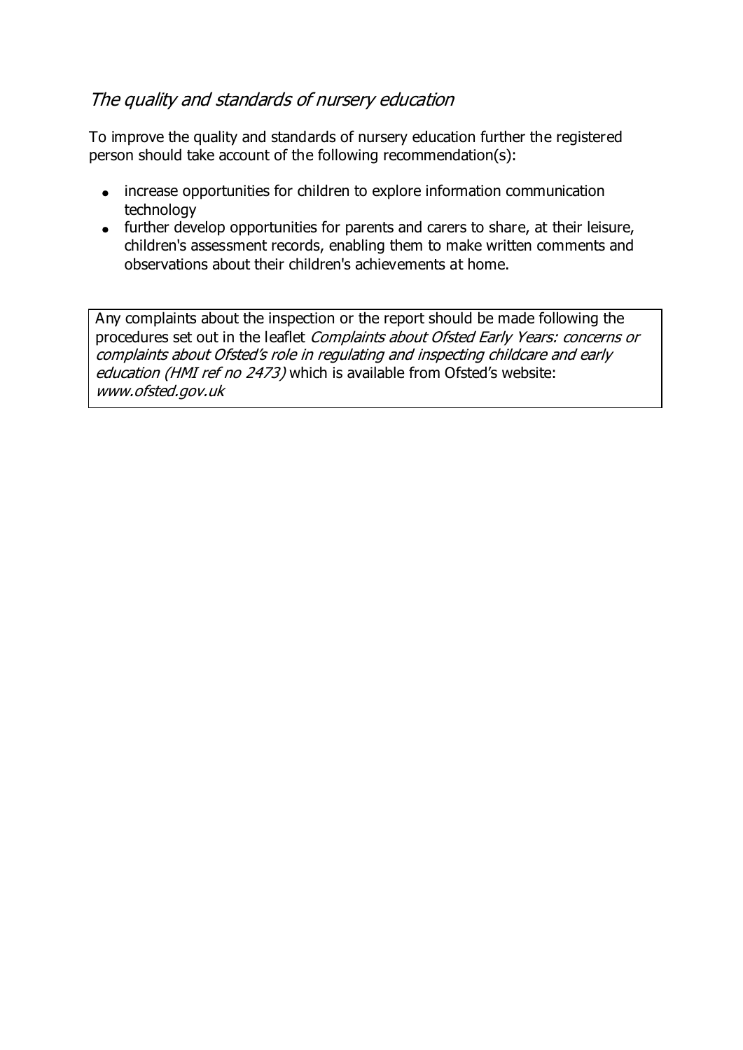### *The quality and standards of nursery education*

To improve the quality and standards of nursery education further the registered person should take account of the following recommendation(s):

- increase opportunities for children to explore information communication technology
- further develop opportunities for parents and carers to share, at their leisure, children's assessment records, enabling them to make written comments and observations about their children's achievements at home.

Any complaints about the inspection or the report should be made following the procedures set out in the leaflet *Complaints about Ofsted Early Years: concerns or complaints about Ofsted's role in regulating and inspecting childcare and early education (HMI ref no 2473)* which is available from Ofsted's website: *www.ofsted.gov.uk*